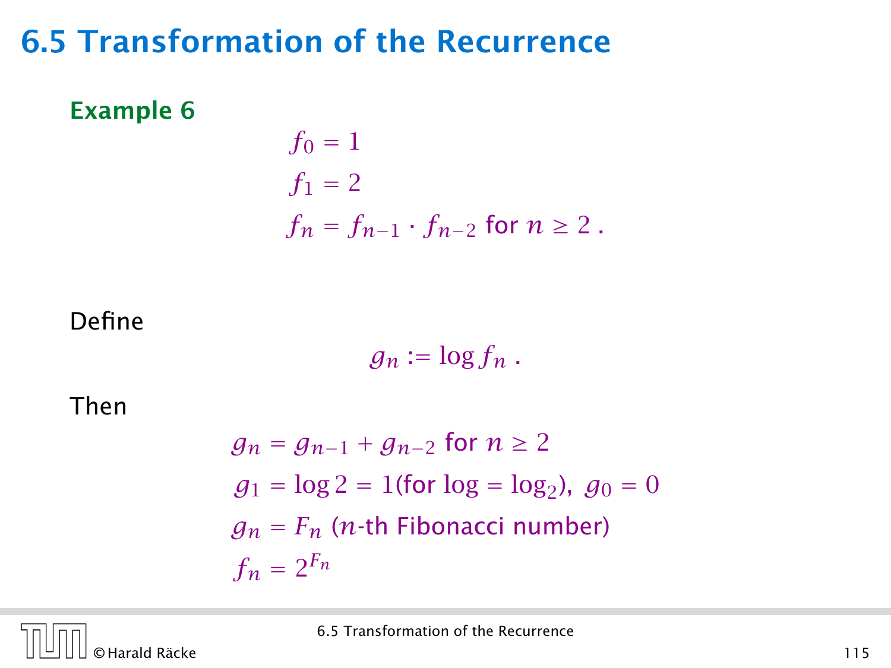# 6.5 Transformation of the Recurrence

**Example 6**

$$
\begin{aligned}
f_0 &= 1 \\
f_1 &= 2 \\
f_n &= f_{n-1} \cdot f_{n-2} \text{ for } n \geq 2 \,.
\end{aligned}
$$

Define

$$
g_n := \log f_n \,.
$$

Then

$$
\begin{aligned}
g_n &= g_{n-1} + g_{n-2} \text{ for } n \geq 2 \\
g_1 &= \log 2 = 1 (\text{for } \log = \log_2),\ g_0 = 0 \\
g_n &= F_n \text{ ($n$-th Fibonacci number)} \\
f_n &= 2^{F_n}
\end{aligned}
$$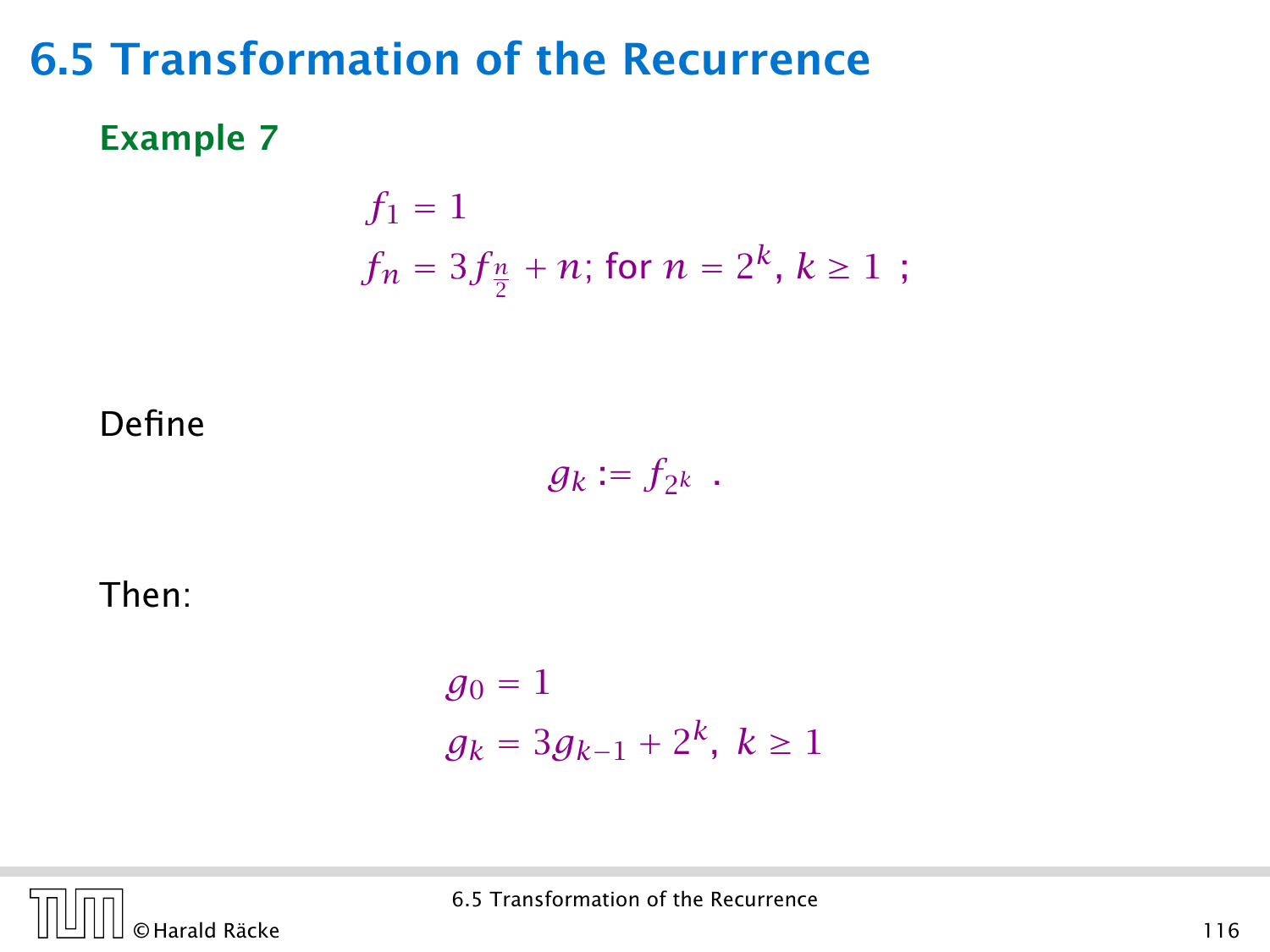## 6.5 Transformation of the Recurrence

**Example 7**

$$
\begin{aligned}
f_1 &= 1 \\
f_n &= 3f_{\frac{n}{2}} + n;\ \text{for } n = 2^k,\ k \geq 1\ ;
\end{aligned}
$$

Define

$$
g_k := f_{2^k}\ .
$$

Then:

$$
\begin{aligned}
g_0 &= 1 \\
g_k &= 3g_{k-1} + 2^k,\ k \geq 1
\end{aligned}
$$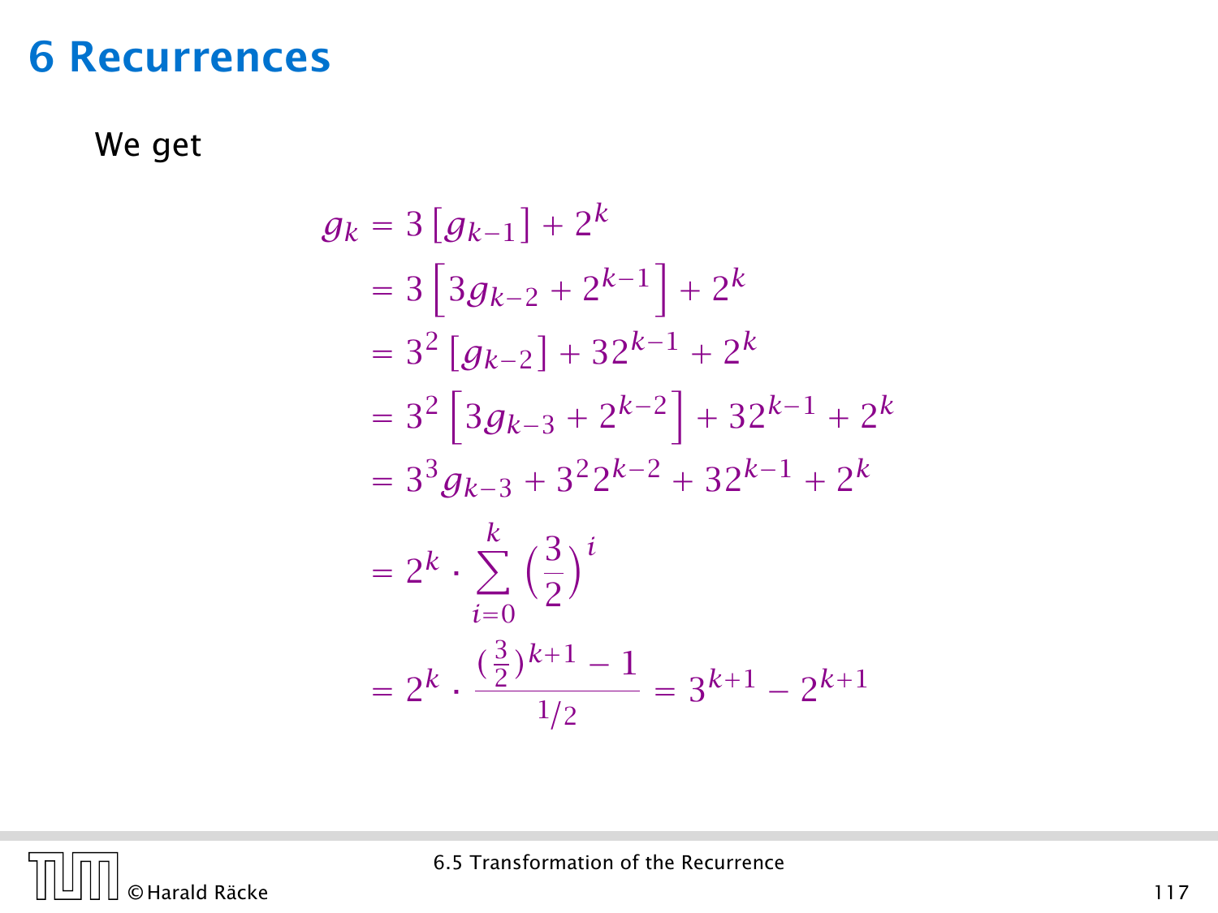# 6 Recurrences

We get

$$
\begin{aligned}
g_k &= 3\left[g_{k-1}\right] + 2^k \\
&= 3\left[3g_{k-2} + 2^{k-1}\right] + 2^k \\
&= 3^2\left[g_{k-2}\right] + 32^{k-1} + 2^k \\
&= 3^2\left[3g_{k-3} + 2^{k-2}\right] + 32^{k-1} + 2^k \\
&= 3^3 g_{k-3} + 3^2 2^{k-2} + 32^{k-1} + 2^k \\
&= 2^k \cdot \sum_{i=0}^{k} \left(\frac{3}{2}\right)^i \\
&= 2^k \cdot \frac{(\frac{3}{2})^{k+1} - 1}{1/2} = 3^{k+1} - 2^{k+1}
\end{aligned}
$$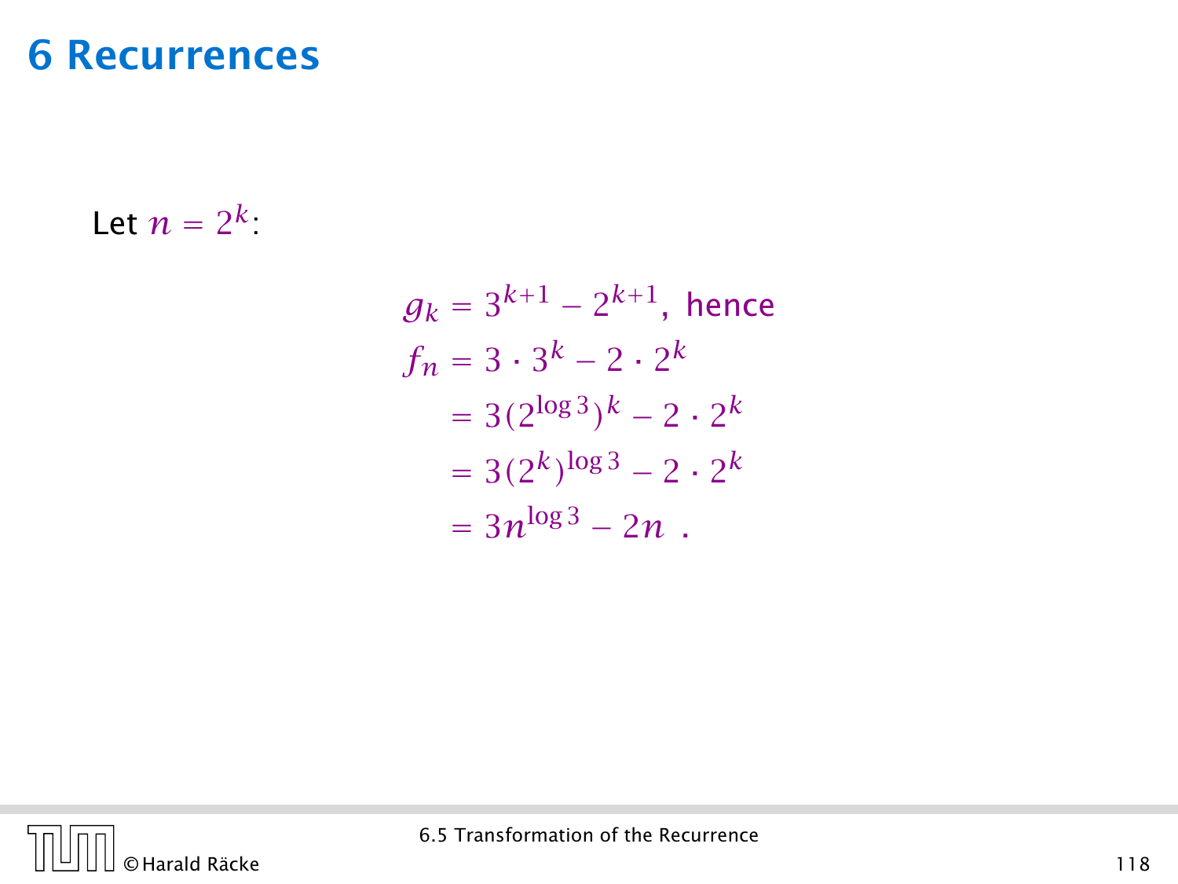# 6 Recurrences

Let $n = 2^k$:

$$
\begin{aligned}
g_k &= 3^{k+1} - 2^{k+1}, \text{ hence} \\
f_n &= 3 \cdot 3^k - 2 \cdot 2^k \\
&= 3(2^{\log 3})^k - 2 \cdot 2^k \\
&= 3(2^k)^{\log 3} - 2 \cdot 2^k \\
&= 3n^{\log 3} - 2n \ .
\end{aligned}
$$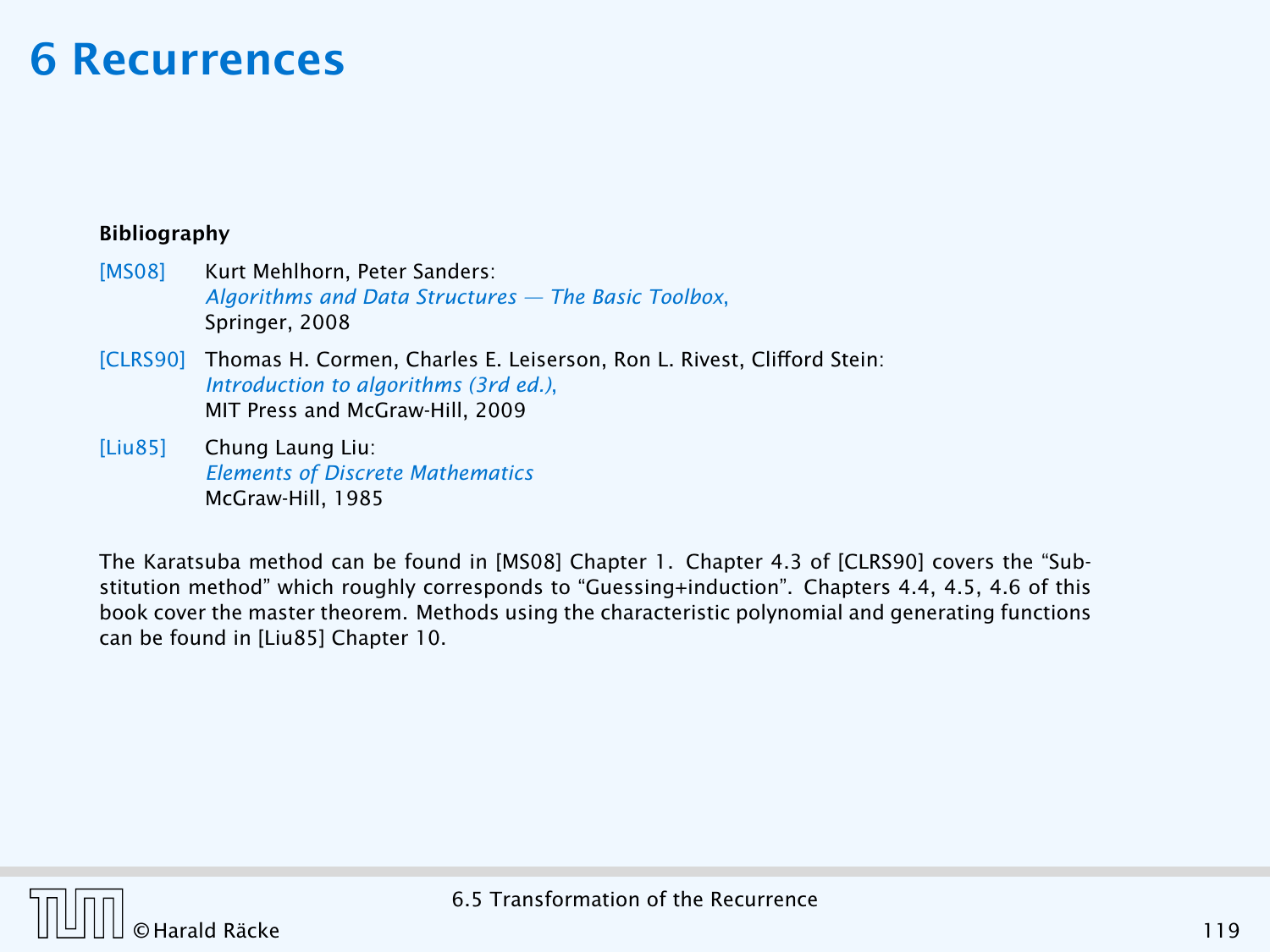# 6 Recurrences

**Bibliography**

[MS08] Kurt Mehlhorn, Peter Sanders:
*Algorithms and Data Structures — The Basic Toolbox*,
Springer, 2008

[CLRS90] Thomas H. Cormen, Charles E. Leiserson, Ron L. Rivest, Clifford Stein:
*Introduction to algorithms (3rd ed.)*,
MIT Press and McGraw-Hill, 2009

[Liu85] Chung Laung Liu:
*Elements of Discrete Mathematics*
McGraw-Hill, 1985

The Karatsuba method can be found in [MS08] Chapter 1. Chapter 4.3 of [CLRS90] covers the “Substitution method” which roughly corresponds to “Guessing+induction”. Chapters 4.4, 4.5, 4.6 of this book cover the master theorem. Methods using the characteristic polynomial and generating functions can be found in [Liu85] Chapter 10.